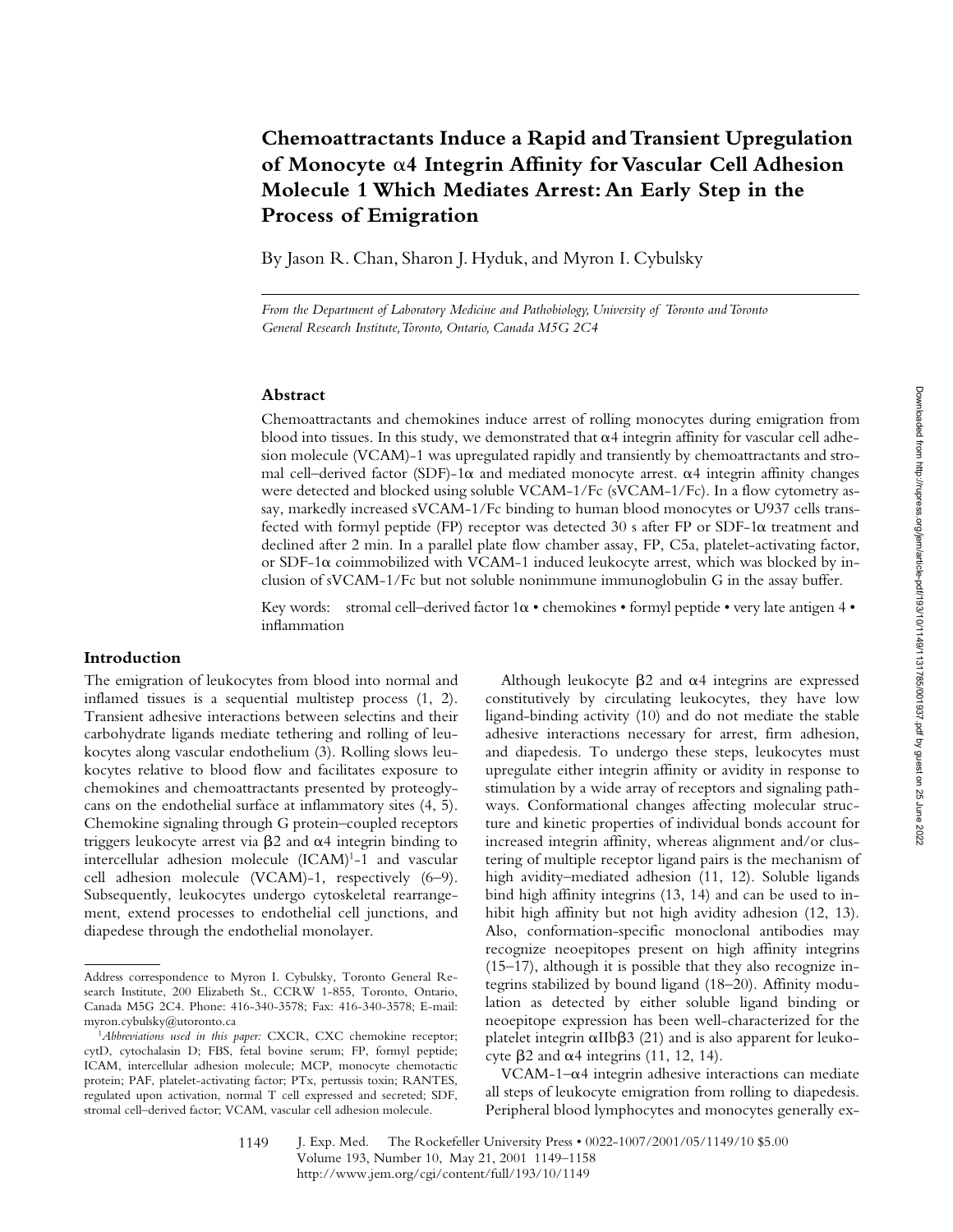# Chemoattractants Induce a Rapid and Transient Upregulation of Monocyte α4 Integrin Affinity for Vascular Cell Adhesion Molecule 1 Which Mediates Arrest: An Early Step in the Process of Emigration

By Jason R. Chan, Sharon J. Hyduk, and Myron I. Cybulsky

*From the Department of Laboratory Medicine and Pathobiology, University of Toronto and Toronto General Research Institute, Toronto, Ontario, Canada M5G 2C4*

## Abstract

Chemoattractants and chemokines induce arrest of rolling monocytes during emigration from blood into tissues. In this study, we demonstrated that α4 integrin affinity for vascular cell adhesion molecule (VCAM)-1 was upregulated rapidly and transiently by chemoattractants and stromal cell–derived factor (SDF)-1α and mediated monocyte arrest. α4 integrin affinity changes were detected and blocked using soluble VCAM-1/Fc (sVCAM-1/Fc). In a flow cytometry assay, markedly increased sVCAM-1/Fc binding to human blood monocytes or U937 cells transfected with formyl peptide (FP) receptor was detected 30 s after FP or SDF-1α treatment and declined after 2 min. In a parallel plate flow chamber assay, FP, C5a, platelet-activating factor, or SDF-1α coimmobilized with VCAM-1 induced leukocyte arrest, which was blocked by inclusion of sVCAM-1/Fc but not soluble nonimmune immunoglobulin G in the assay buffer.

Key words: stromal cell–derived factor 1α • chemokines • formyl peptide • very late antigen 4 • inflammation

## Introduction

The emigration of leukocytes from blood into normal and inflamed tissues is a sequential multistep process (1, 2). Transient adhesive interactions between selectins and their carbohydrate ligands mediate tethering and rolling of leukocytes along vascular endothelium (3). Rolling slows leukocytes relative to blood flow and facilitates exposure to chemokines and chemoattractants presented by proteoglycans on the endothelial surface at inflammatory sites (4, 5). Chemokine signaling through G protein–coupled receptors triggers leukocyte arrest via β2 and α4 integrin binding to intercellular adhesion molecule (ICAM)[1]-1 and vascular cell adhesion molecule (VCAM)-1, respectively (6–9). Subsequently, leukocytes undergo cytoskeletal rearrangement, extend processes to endothelial cell junctions, and diapedese through the endothelial monolayer.

Although leukocyte β2 and α4 integrins are expressed constitutively by circulating leukocytes, they have low ligand-binding activity (10) and do not mediate the stable adhesive interactions necessary for arrest, firm adhesion, and diapedesis. To undergo these steps, leukocytes must upregulate either integrin affinity or avidity in response to stimulation by a wide array of receptors and signaling pathways. Conformational changes affecting molecular structure and kinetic properties of individual bonds account for increased integrin affinity, whereas alignment and/or clustering of multiple receptor ligand pairs is the mechanism of high avidity–mediated adhesion (11, 12). Soluble ligands bind high affinity integrins (13, 14) and can be used to inhibit high affinity but not high avidity adhesion (12, 13). Also, conformation-specific monoclonal antibodies may recognize neoepitopes present on high affinity integrins (15–17), although it is possible that they also recognize integrins stabilized by bound ligand (18–20). Affinity modulation as detected by either soluble ligand binding or neoepitope expression has been well-characterized for the platelet integrin αIIbβ3 (21) and is also apparent for leukocyte β2 and α4 integrins (11, 12, 14).

VCAM-1–α4 integrin adhesive interactions can mediate all steps of leukocyte emigration from rolling to diapedesis. Peripheral blood lymphocytes and monocytes generally ex-

---

Address correspondence to Myron I. Cybulsky, Toronto General Research Institute, 200 Elizabeth St., CCRW 1-855, Toronto, Ontario, Canada M5G 2C4. Phone: 416-340-3578; Fax: 416-340-3578; E-mail: myron.cybulsky@utoronto.ca

[1]*Abbreviations used in this paper:* CXCR, CXC chemokine receptor; cytD, cytochalasin D; FBS, fetal bovine serum; FP, formyl peptide; ICAM, intercellular adhesion molecule; MCP, monocyte chemotactic protein; PAF, platelet-activating factor; PTx, pertussis toxin; RANTES, regulated upon activation, normal T cell expressed and secreted; SDF, stromal cell–derived factor; VCAM, vascular cell adhesion molecule.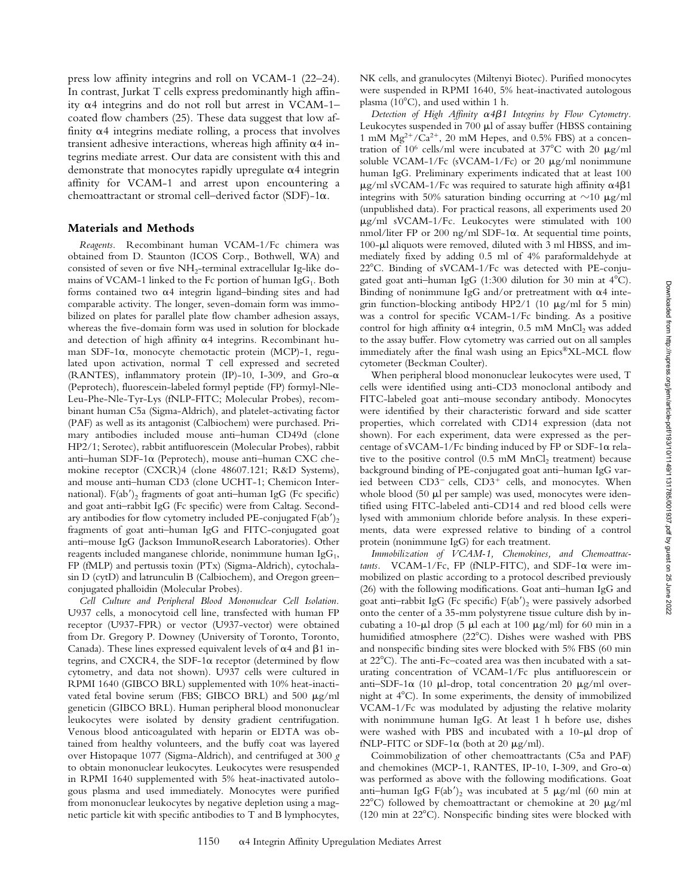press low affinity integrins and roll on VCAM-1 (22–24). In contrast, Jurkat T cells express predominantly high affinity α4 integrins and do not roll but arrest in VCAM-1–coated flow chambers (25). These data suggest that low affinity α4 integrins mediate rolling, a process that involves transient adhesive interactions, whereas high affinity α4 integrins mediate arrest. Our data are consistent with this and demonstrate that monocytes rapidly upregulate α4 integrin affinity for VCAM-1 and arrest upon encountering a chemoattractant or stromal cell–derived factor (SDF)-1α.

## Materials and Methods

*Reagents.* Recombinant human VCAM-1/Fc chimera was obtained from D. Staunton (ICOS Corp., Bothwell, WA) and consisted of seven or five $NH_2$-terminal extracellular Ig-like domains of VCAM-1 linked to the Fc portion of human $IgG_1$. Both forms contained two α4 integrin ligand–binding sites and had comparable activity. The longer, seven-domain form was immobilized on plates for parallel plate flow chamber adhesion assays, whereas the five-domain form was used in solution for blockade and detection of high affinity α4 integrins. Recombinant human SDF-1α, monocyte chemotactic protein (MCP)-1, regulated upon activation, normal T cell expressed and secreted (RANTES), inflammatory protein (IP)-10, I-309, and Gro-α (Peprotech), fluorescein-labeled formyl peptide (FP) formyl-Nle-Leu-Phe-Nle-Tyr-Lys (fNLP-FITC; Molecular Probes), recombinant human C5a (Sigma-Aldrich), and platelet-activating factor (PAF) as well as its antagonist (Calbiochem) were purchased. Primary antibodies included mouse anti–human CD49d (clone HP2/1; Serotec), rabbit antifluorescein (Molecular Probes), rabbit anti–human SDF-1α (Peprotech), mouse anti–human CXC chemokine receptor (CXCR)4 (clone 48607.121; R&D Systems), and mouse anti–human CD3 (clone UCHT-1; Chemicon International). $F(ab')_2$ fragments of goat anti–human IgG (Fc specific) and goat anti–rabbit IgG (Fc specific) were from Caltag. Secondary antibodies for flow cytometry included PE-conjugated $F(ab')_2$ fragments of goat anti–human IgG and FITC-conjugated goat anti–mouse IgG (Jackson ImmunoResearch Laboratories). Other reagents included manganese chloride, nonimmune human $IgG_1$, FP (fMLP) and pertussis toxin (PTx) (Sigma-Aldrich), cytochalasin D (cytD) and latrunculin B (Calbiochem), and Oregon green–conjugated phalloidin (Molecular Probes).

*Cell Culture and Peripheral Blood Mononuclear Cell Isolation.* U937 cells, a monocytoid cell line, transfected with human FP receptor (U937-FPR) or vector (U937-vector) were obtained from Dr. Gregory P. Downey (University of Toronto, Toronto, Canada). These lines expressed equivalent levels of α4 and β1 integrins, and CXCR4, the SDF-1α receptor (determined by flow cytometry, and data not shown). U937 cells were cultured in RPMI 1640 (GIBCO BRL) supplemented with 10% heat-inactivated fetal bovine serum (FBS; GIBCO BRL) and 500 μg/ml geneticin (GIBCO BRL). Human peripheral blood mononuclear leukocytes were isolated by density gradient centrifugation. Venous blood anticoagulated with heparin or EDTA was obtained from healthy volunteers, and the buffy coat was layered over Histopaque 1077 (Sigma-Aldrich), and centrifuged at 300 *g* to obtain mononuclear leukocytes. Leukocytes were resuspended in RPMI 1640 supplemented with 5% heat-inactivated autologous plasma and used immediately. Monocytes were purified from mononuclear leukocytes by negative depletion using a magnetic particle kit with specific antibodies to T and B lymphocytes, NK cells, and granulocytes (Miltenyi Biotec). Purified monocytes were suspended in RPMI 1640, 5% heat-inactivated autologous plasma (10°C), and used within 1 h.

*Detection of High Affinity α4β1 Integrins by Flow Cytometry.* Leukocytes suspended in 700 μl of assay buffer (HBSS containing 1 mM $Mg^{2+}/Ca^{2+}$, 20 mM Hepes, and 0.5% FBS) at a concentration of $10^6$ cells/ml were incubated at 37°C with 20 μg/ml soluble VCAM-1/Fc (sVCAM-1/Fc) or 20 μg/ml nonimmune human IgG. Preliminary experiments indicated that at least 100 μg/ml sVCAM-1/Fc was required to saturate high affinity α4β1 integrins with 50% saturation binding occurring at ∼10 μg/ml (unpublished data). For practical reasons, all experiments used 20 μg/ml sVCAM-1/Fc. Leukocytes were stimulated with 100 nmol/liter FP or 200 ng/ml SDF-1α. At sequential time points, 100-μl aliquots were removed, diluted with 3 ml HBSS, and immediately fixed by adding 0.5 ml of 4% paraformaldehyde at 22°C. Binding of sVCAM-1/Fc was detected with PE-conjugated goat anti–human IgG (1:300 dilution for 30 min at 4°C). Binding of nonimmune IgG and/or pretreatment with α4 integrin function-blocking antibody HP2/1 (10 μg/ml for 5 min) was a control for specific VCAM-1/Fc binding. As a positive control for high affinity α4 integrin, 0.5 mM $MnCl_2$ was added to the assay buffer. Flow cytometry was carried out on all samples immediately after the final wash using an Epics®XL-MCL flow cytometer (Beckman Coulter).

When peripheral blood mononuclear leukocytes were used, T cells were identified using anti-CD3 monoclonal antibody and FITC-labeled goat anti–mouse secondary antibody. Monocytes were identified by their characteristic forward and side scatter properties, which correlated with CD14 expression (data not shown). For each experiment, data were expressed as the percentage of sVCAM-1/Fc binding induced by FP or SDF-1α relative to the positive control (0.5 mM $MnCl_2$ treatment) because background binding of PE-conjugated goat anti–human IgG varied between $CD3^-$ cells, $CD3^+$ cells, and monocytes. When whole blood (50 μl per sample) was used, monocytes were identified using FITC-labeled anti-CD14 and red blood cells were lysed with ammonium chloride before analysis. In these experiments, data were expressed relative to binding of a control protein (nonimmune IgG) for each treatment.

*Immobilization of VCAM-1, Chemokines, and Chemoattractants.* VCAM-1/Fc, FP (fNLP-FITC), and SDF-1α were immobilized on plastic according to a protocol described previously (26) with the following modifications. Goat anti–human IgG and goat anti–rabbit IgG (Fc specific) $F(ab')_2$ were passively adsorbed onto the center of a 35-mm polystyrene tissue culture dish by incubating a 10-μl drop (5 μl each at 100 μg/ml) for 60 min in a humidified atmosphere (22°C). Dishes were washed with PBS and nonspecific binding sites were blocked with 5% FBS (60 min at 22°C). The anti-Fc–coated area was then incubated with a saturating concentration of VCAM-1/Fc plus antifluorescein or anti–SDF-1α (10 μl-drop, total concentration 20 μg/ml overnight at 4°C). In some experiments, the density of immobilized VCAM-1/Fc was modulated by adjusting the relative molarity with nonimmune human IgG. At least 1 h before use, dishes were washed with PBS and incubated with a 10-μl drop of fNLP-FITC or SDF-1α (both at 20 μg/ml).

Coimmobilization of other chemoattractants (C5a and PAF) and chemokines (MCP-1, RANTES, IP-10, I-309, and Gro-α) was performed as above with the following modifications. Goat anti–human IgG $F(ab')_2$ was incubated at 5 μg/ml (60 min at 22°C) followed by chemoattractant or chemokine at 20 μg/ml (120 min at 22°C). Nonspecific binding sites were blocked with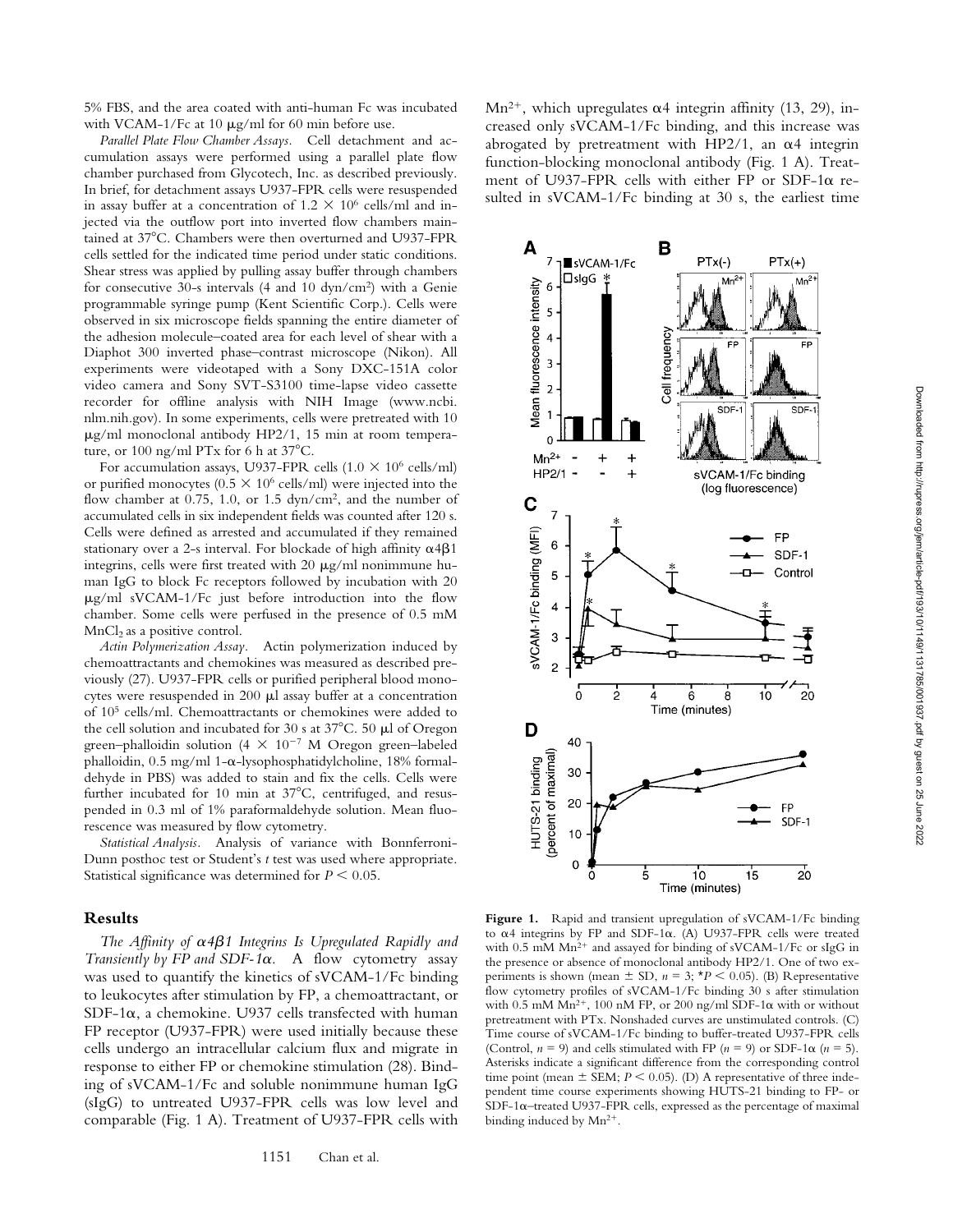5% FBS, and the area coated with anti-human Fc was incubated with VCAM-1/Fc at 10 μg/ml for 60 min before use.

*Parallel Plate Flow Chamber Assays.* Cell detachment and accumulation assays were performed using a parallel plate flow chamber purchased from Glycotech, Inc. as described previously. In brief, for detachment assays U937-FPR cells were resuspended in assay buffer at a concentration of $1.2 \times 10^6$ cells/ml and injected via the outflow port into inverted flow chambers maintained at 37°C. Chambers were then overturned and U937-FPR cells settled for the indicated time period under static conditions. Shear stress was applied by pulling assay buffer through chambers for consecutive 30-s intervals (4 and 10 dyn/cm$^2$) with a Genie programmable syringe pump (Kent Scientific Corp.). Cells were observed in six microscope fields spanning the entire diameter of the adhesion molecule–coated area for each level of shear with a Diaphot 300 inverted phase–contrast microscope (Nikon). All experiments were videotaped with a Sony DXC-151A color video camera and Sony SVT-S3100 time-lapse video cassette recorder for offline analysis with NIH Image (www.ncbi.nlm.nih.gov). In some experiments, cells were pretreated with 10 μg/ml monoclonal antibody HP2/1, 15 min at room temperature, or 100 ng/ml PTx for 6 h at 37°C.

For accumulation assays, U937-FPR cells ($1.0 \times 10^6$ cells/ml) or purified monocytes ($0.5 \times 10^6$ cells/ml) were injected into the flow chamber at 0.75, 1.0, or 1.5 dyn/cm$^2$, and the number of accumulated cells in six independent fields was counted after 120 s. Cells were defined as arrested and accumulated if they remained stationary over a 2-s interval. For blockade of high affinity α4β1 integrins, cells were first treated with 20 μg/ml nonimmune human IgG to block Fc receptors followed by incubation with 20 μg/ml sVCAM-1/Fc just before introduction into the flow chamber. Some cells were perfused in the presence of 0.5 mM $MnCl_2$ as a positive control.

*Actin Polymerization Assay.* Actin polymerization induced by chemoattractants and chemokines was measured as described previously (27). U937-FPR cells or purified peripheral blood monocytes were resuspended in 200 μl assay buffer at a concentration of $10^5$ cells/ml. Chemoattractants or chemokines were added to the cell solution and incubated for 30 s at 37°C. 50 μl of Oregon green–phalloidin solution ($4 \times 10^{-7}$ M Oregon green–labeled phalloidin, 0.5 mg/ml 1-α-lysophosphatidylcholine, 18% formaldehyde in PBS) was added to stain and fix the cells. Cells were further incubated for 10 min at 37°C, centrifuged, and resuspended in 0.3 ml of 1% paraformaldehyde solution. Mean fluorescence was measured by flow cytometry.

*Statistical Analysis.* Analysis of variance with Bonnferroni-Dunn posthoc test or Student's *t* test was used where appropriate. Statistical significance was determined for $P < 0.05$.

## Results

*The Affinity of α4β1 Integrins Is Upregulated Rapidly and Transiently by FP and SDF-1α.* A flow cytometry assay was used to quantify the kinetics of sVCAM-1/Fc binding to leukocytes after stimulation by FP, a chemoattractant, or SDF-1α, a chemokine. U937 cells transfected with human FP receptor (U937-FPR) were used initially because these cells undergo an intracellular calcium flux and migrate in response to either FP or chemokine stimulation (28). Binding of sVCAM-1/Fc and soluble nonimmune human IgG (sIgG) to untreated U937-FPR cells was low level and comparable (Fig. 1 A). Treatment of U937-FPR cells with $Mn^{2+}$, which upregulates α4 integrin affinity (13, 29), increased only sVCAM-1/Fc binding, and this increase was abrogated by pretreatment with HP2/1, an α4 integrin function-blocking monoclonal antibody (Fig. 1 A). Treatment of U937-FPR cells with either FP or SDF-1α resulted in sVCAM-1/Fc binding at 30 s, the earliest time

**Figure 1.** Rapid and transient upregulation of sVCAM-1/Fc binding to α4 integrins by FP and SDF-1α. (A) U937-FPR cells were treated with 0.5 mM $Mn^{2+}$ and assayed for binding of sVCAM-1/Fc or sIgG in the presence or absence of monoclonal antibody HP2/1. One of two experiments is shown (mean ± SD, $n = 3$; \*$P < 0.05$). (B) Representative flow cytometry profiles of sVCAM-1/Fc binding 30 s after stimulation with 0.5 mM $Mn^{2+}$, 100 nM FP, or 200 ng/ml SDF-1α with or without pretreatment with PTx. Nonshaded curves are unstimulated controls. (C) Time course of sVCAM-1/Fc binding to buffer-treated U937-FPR cells (Control, $n = 9$) and cells stimulated with FP ($n = 9$) or SDF-1α ($n = 5$). Asterisks indicate a significant difference from the corresponding control time point (mean ± SEM; $P < 0.05$). (D) A representative of three independent time course experiments showing HUTS-21 binding to FP- or SDF-1α–treated U937-FPR cells, expressed as the percentage of maximal binding induced by $Mn^{2+}$.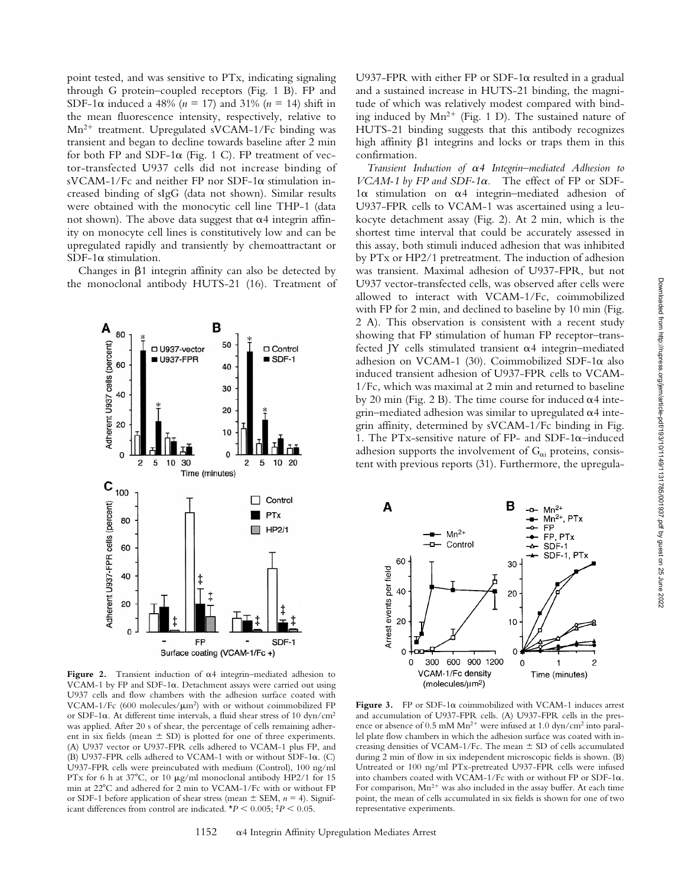point tested, and was sensitive to PTx, indicating signaling through G protein–coupled receptors (Fig. 1 B). FP and SDF-1α induced a 48% ($n = 17$) and 31% ($n = 14$) shift in the mean fluorescence intensity, respectively, relative to $Mn^{2+}$ treatment. Upregulated sVCAM-1/Fc binding was transient and began to decline towards baseline after 2 min for both FP and SDF-1α (Fig. 1 C). FP treatment of vector-transfected U937 cells did not increase binding of sVCAM-1/Fc and neither FP nor SDF-1α stimulation increased binding of sIgG (data not shown). Similar results were obtained with the monocytic cell line THP-1 (data not shown). The above data suggest that α4 integrin affinity on monocyte cell lines is constitutively low and can be upregulated rapidly and transiently by chemoattractant or SDF-1α stimulation.

Changes in β1 integrin affinity can also be detected by the monoclonal antibody HUTS-21 (16). Treatment of U937-FPR with either FP or SDF-1α resulted in a gradual and a sustained increase in HUTS-21 binding, the magnitude of which was relatively modest compared with binding induced by $Mn^{2+}$ (Fig. 1 D). The sustained nature of HUTS-21 binding suggests that this antibody recognizes high affinity β1 integrins and locks or traps them in this confirmation.

*Transient Induction of α4 Integrin–mediated Adhesion to VCAM-1 by FP and SDF-1α.* The effect of FP or SDF-1α stimulation on α4 integrin–mediated adhesion of U937-FPR cells to VCAM-1 was ascertained using a leukocyte detachment assay (Fig. 2). At 2 min, which is the shortest time interval that could be accurately assessed in this assay, both stimuli induced adhesion that was inhibited by PTx or HP2/1 pretreatment. The induction of adhesion was transient. Maximal adhesion of U937-FPR, but not U937 vector-transfected cells, was observed after cells were allowed to interact with VCAM-1/Fc, coimmobilized with FP for 2 min, and declined to baseline by 10 min (Fig. 2 A). This observation is consistent with a recent study showing that FP stimulation of human FP receptor–transfected JY cells stimulated transient α4 integrin–mediated adhesion on VCAM-1 (30). Coimmobilized SDF-1α also induced transient adhesion of U937-FPR cells to VCAM-1/Fc, which was maximal at 2 min and returned to baseline by 20 min (Fig. 2 B). The time course for induced α4 integrin–mediated adhesion was similar to upregulated α4 integrin affinity, determined by sVCAM-1/Fc binding in Fig. 1. The PTx-sensitive nature of FP- and SDF-1α–induced adhesion supports the involvement of $G_{\alpha i}$ proteins, consistent with previous reports (31). Furthermore, the upregula-

**Figure 2.** Transient induction of α4 integrin–mediated adhesion to VCAM-1 by FP and SDF-1α. Detachment assays were carried out using U937 cells and flow chambers with the adhesion surface coated with VCAM-1/Fc (600 molecules/$\mu m^2$) with or without coimmobilized FP or SDF-1α. At different time intervals, a fluid shear stress of 10 dyn/$cm^2$ was applied. After 20 s of shear, the percentage of cells remaining adherent in six fields (mean ± SD) is plotted for one of three experiments. (A) U937 vector or U937-FPR cells adhered to VCAM-1 plus FP, and (B) U937-FPR cells adhered to VCAM-1 with or without SDF-1α. (C) U937-FPR cells were preincubated with medium (Control), 100 ng/ml PTx for 6 h at 37°C, or 10 μg/ml monoclonal antibody HP2/1 for 15 min at 22°C and adhered for 2 min to VCAM-1/Fc with or without FP or SDF-1 before application of shear stress (mean ± SEM, $n = 4$). Significant differences from control are indicated. *$P < 0.005$; ‡$P < 0.05$.

**Figure 3.** FP or SDF-1α coimmobilized with VCAM-1 induces arrest and accumulation of U937-FPR cells. (A) U937-FPR cells in the presence or absence of 0.5 mM $Mn^{2+}$ were infused at 1.0 dyn/$cm^2$ into parallel plate flow chambers in which the adhesion surface was coated with increasing densities of VCAM-1/Fc. The mean ± SD of cells accumulated during 2 min of flow in six independent microscopic fields is shown. (B) Untreated or 100 ng/ml PTx-pretreated U937-FPR cells were infused into chambers coated with VCAM-1/Fc with or without FP or SDF-1α. For comparison, $Mn^{2+}$ was also included in the assay buffer. At each time point, the mean of cells accumulated in six fields is shown for one of two representative experiments.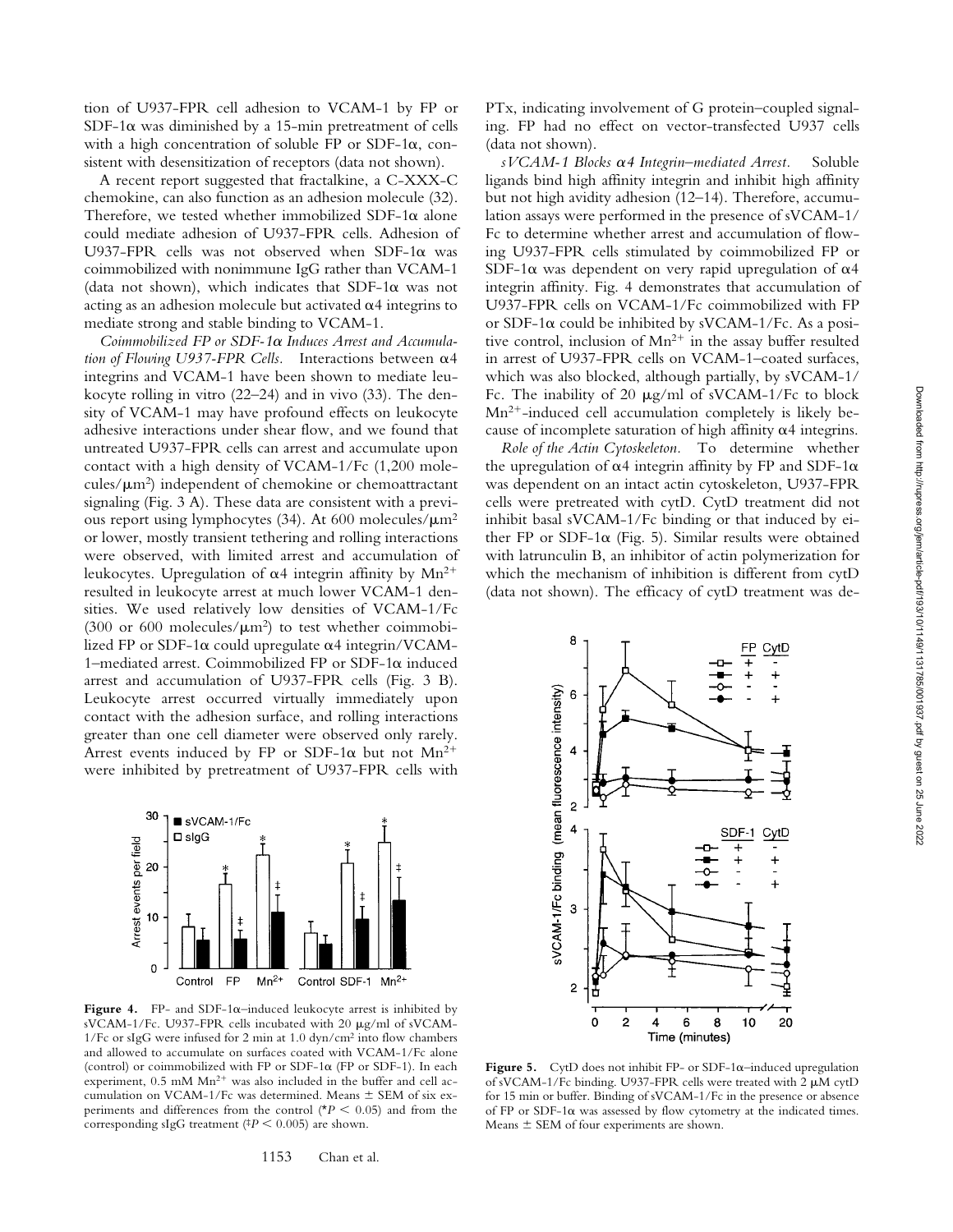tion of U937-FPR cell adhesion to VCAM-1 by FP or SDF-1α was diminished by a 15-min pretreatment of cells with a high concentration of soluble FP or SDF-1α, consistent with desensitization of receptors (data not shown).

A recent report suggested that fractalkine, a C-XXX-C chemokine, can also function as an adhesion molecule (32). Therefore, we tested whether immobilized SDF-1α alone could mediate adhesion of U937-FPR cells. Adhesion of U937-FPR cells was not observed when SDF-1α was coimmobilized with nonimmune IgG rather than VCAM-1 (data not shown), which indicates that SDF-1α was not acting as an adhesion molecule but activated α4 integrins to mediate strong and stable binding to VCAM-1.

*Coimmobilized FP or SDF-1α Induces Arrest and Accumulation of Flowing U937-FPR Cells.* Interactions between α4 integrins and VCAM-1 have been shown to mediate leukocyte rolling in vitro (22–24) and in vivo (33). The density of VCAM-1 may have profound effects on leukocyte adhesive interactions under shear flow, and we found that untreated U937-FPR cells can arrest and accumulate upon contact with a high density of VCAM-1/Fc (1,200 molecules/μm$^2$) independent of chemokine or chemoattractant signaling (Fig. 3 A). These data are consistent with a previous report using lymphocytes (34). At 600 molecules/μm$^2$ or lower, mostly transient tethering and rolling interactions were observed, with limited arrest and accumulation of leukocytes. Upregulation of α4 integrin affinity by $Mn^{2+}$ resulted in leukocyte arrest at much lower VCAM-1 densities. We used relatively low densities of VCAM-1/Fc (300 or 600 molecules/μm$^2$) to test whether coimmobilized FP or SDF-1α could upregulate α4 integrin/VCAM-1–mediated arrest. Coimmobilized FP or SDF-1α induced arrest and accumulation of U937-FPR cells (Fig. 3 B). Leukocyte arrest occurred virtually immediately upon contact with the adhesion surface, and rolling interactions greater than one cell diameter were observed only rarely. Arrest events induced by FP or SDF-1α but not $Mn^{2+}$ were inhibited by pretreatment of U937-FPR cells with PTx, indicating involvement of G protein–coupled signaling. FP had no effect on vector-transfected U937 cells (data not shown).

**Figure 4.** FP- and SDF-1α–induced leukocyte arrest is inhibited by sVCAM-1/Fc. U937-FPR cells incubated with 20 μg/ml of sVCAM-1/Fc or sIgG were infused for 2 min at 1.0 dyn/cm$^2$ into flow chambers and allowed to accumulate on surfaces coated with VCAM-1/Fc alone (control) or coimmobilized with FP or SDF-1α (FP or SDF-1). In each experiment, 0.5 mM $Mn^{2+}$ was also included in the buffer and cell accumulation on VCAM-1/Fc was determined. Means ± SEM of six experiments and differences from the control (*$P < 0.05$) and from the corresponding sIgG treatment (‡$P < 0.005$) are shown.

*sVCAM-1 Blocks α4 Integrin–mediated Arrest.* Soluble ligands bind high affinity integrin and inhibit high affinity but not high avidity adhesion (12–14). Therefore, accumulation assays were performed in the presence of sVCAM-1/Fc to determine whether arrest and accumulation of flowing U937-FPR cells stimulated by coimmobilized FP or SDF-1α was dependent on very rapid upregulation of α4 integrin affinity. Fig. 4 demonstrates that accumulation of U937-FPR cells on VCAM-1/Fc coimmobilized with FP or SDF-1α could be inhibited by sVCAM-1/Fc. As a positive control, inclusion of $Mn^{2+}$ in the assay buffer resulted in arrest of U937-FPR cells on VCAM-1–coated surfaces, which was also blocked, although partially, by sVCAM-1/Fc. The inability of 20 μg/ml of sVCAM-1/Fc to block $Mn^{2+}$-induced cell accumulation completely is likely because of incomplete saturation of high affinity α4 integrins.

*Role of the Actin Cytoskeleton.* To determine whether the upregulation of α4 integrin affinity by FP and SDF-1α was dependent on an intact actin cytoskeleton, U937-FPR cells were pretreated with cytD. CytD treatment did not inhibit basal sVCAM-1/Fc binding or that induced by either FP or SDF-1α (Fig. 5). Similar results were obtained with latrunculin B, an inhibitor of actin polymerization for which the mechanism of inhibition is different from cytD (data not shown). The efficacy of cytD treatment was de-

**Figure 5.** CytD does not inhibit FP- or SDF-1α–induced upregulation of sVCAM-1/Fc binding. U937-FPR cells were treated with 2 μM cytD for 15 min or buffer. Binding of sVCAM-1/Fc in the presence or absence of FP or SDF-1α was assessed by flow cytometry at the indicated times. Means ± SEM of four experiments are shown.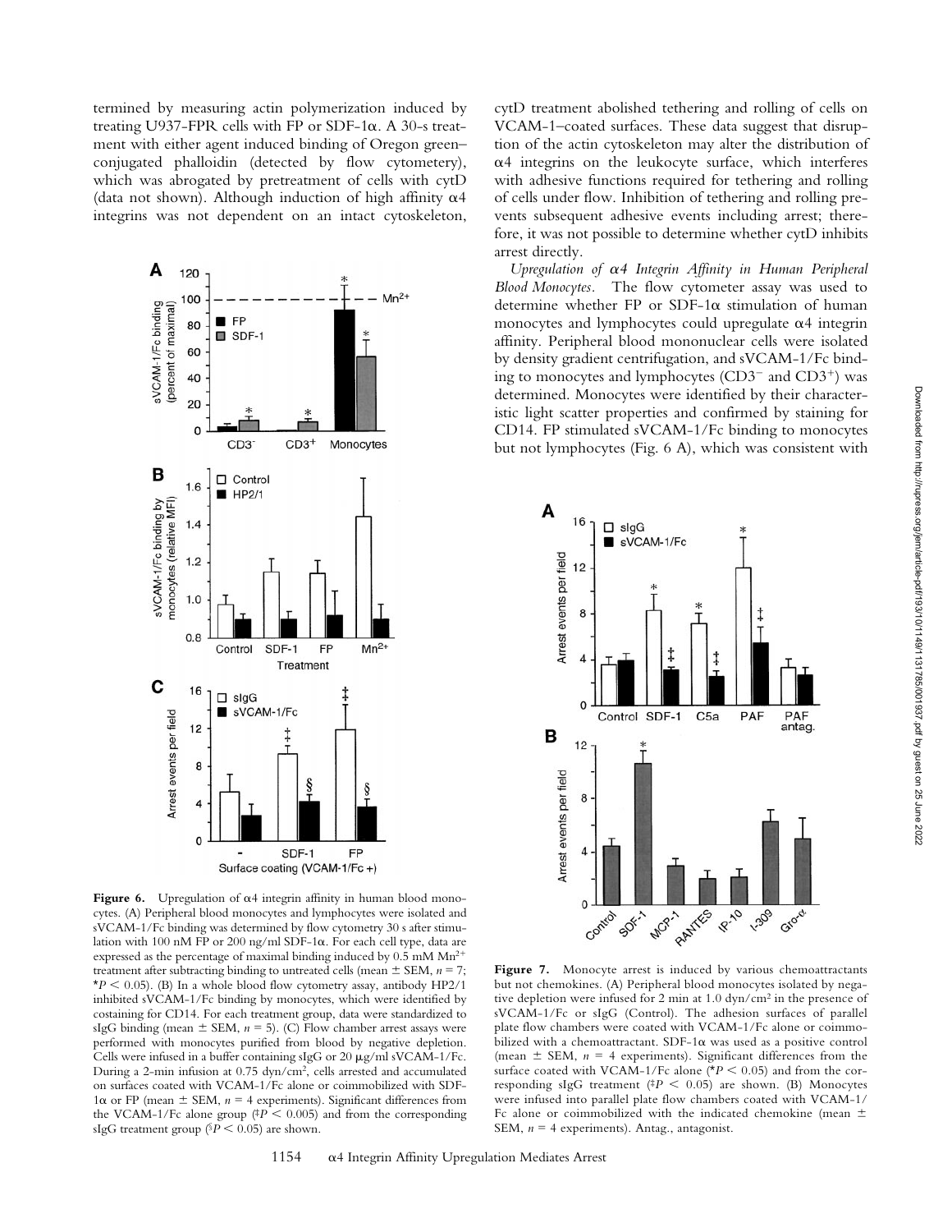termined by measuring actin polymerization induced by treating U937-FPR cells with FP or SDF-1α. A 30-s treatment with either agent induced binding of Oregon green–conjugated phalloidin (detected by flow cytometery), which was abrogated by pretreatment of cells with cytD (data not shown). Although induction of high affinity α4 integrins was not dependent on an intact cytoskeleton, cytD treatment abolished tethering and rolling of cells on VCAM-1–coated surfaces. These data suggest that disruption of the actin cytoskeleton may alter the distribution of α4 integrins on the leukocyte surface, which interferes with adhesive functions required for tethering and rolling of cells under flow. Inhibition of tethering and rolling prevents subsequent adhesive events including arrest; therefore, it was not possible to determine whether cytD inhibits arrest directly.

*Upregulation of α4 Integrin Affinity in Human Peripheral Blood Monocytes.* The flow cytometer assay was used to determine whether FP or SDF-1α stimulation of human monocytes and lymphocytes could upregulate α4 integrin affinity. Peripheral blood mononuclear cells were isolated by density gradient centrifugation, and sVCAM-1/Fc binding to monocytes and lymphocytes ($CD3^-$ and $CD3^+$) was determined. Monocytes were identified by their characteristic light scatter properties and confirmed by staining for CD14. FP stimulated sVCAM-1/Fc binding to monocytes but not lymphocytes (Fig. 6 A), which was consistent with

**Figure 6.** Upregulation of α4 integrin affinity in human blood monocytes. (A) Peripheral blood monocytes and lymphocytes were isolated and sVCAM-1/Fc binding was determined by flow cytometry 30 s after stimulation with 100 nM FP or 200 ng/ml SDF-1α. For each cell type, data are expressed as the percentage of maximal binding induced by 0.5 mM $Mn^{2+}$ treatment after subtracting binding to untreated cells (mean ± SEM, $n = 7$; *$P < 0.05$). (B) In a whole blood flow cytometry assay, antibody HP2/1 inhibited sVCAM-1/Fc binding by monocytes, which were identified by costaining for CD14. For each treatment group, data were standardized to sIgG binding (mean ± SEM, $n = 5$). (C) Flow chamber arrest assays were performed with monocytes purified from blood by negative depletion. Cells were infused in a buffer containing sIgG or 20 μg/ml sVCAM-1/Fc. During a 2-min infusion at 0.75 dyn/cm², cells arrested and accumulated on surfaces coated with VCAM-1/Fc alone or coimmobilized with SDF-1α or FP (mean ± SEM, $n = 4$ experiments). Significant differences from the VCAM-1/Fc alone group (‡$P < 0.005$) and from the corresponding sIgG treatment group (§$P < 0.05$) are shown.

**Figure 7.** Monocyte arrest is induced by various chemoattractants but not chemokines. (A) Peripheral blood monocytes isolated by negative depletion were infused for 2 min at 1.0 dyn/cm² in the presence of sVCAM-1/Fc or sIgG (Control). The adhesion surfaces of parallel plate flow chambers were coated with VCAM-1/Fc alone or coimmobilized with a chemoattractant. SDF-1α was used as a positive control (mean ± SEM, $n = 4$ experiments). Significant differences from the surface coated with VCAM-1/Fc alone (*$P < 0.05$) and from the corresponding sIgG treatment (‡$P < 0.05$) are shown. (B) Monocytes were infused into parallel plate flow chambers coated with VCAM-1/Fc alone or coimmobilized with the indicated chemokine (mean ± SEM, $n = 4$ experiments). Antag., antagonist.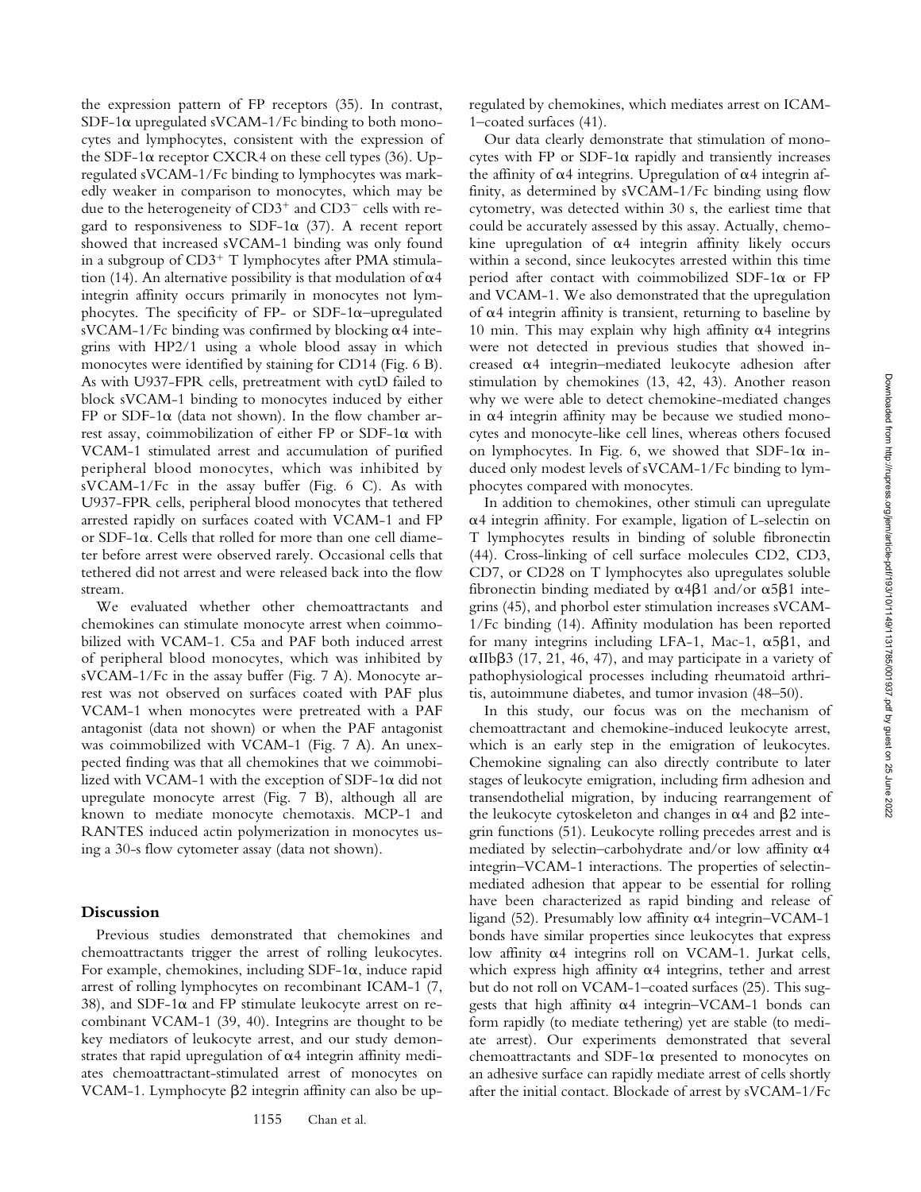the expression pattern of FP receptors (35). In contrast, SDF-1α upregulated sVCAM-1/Fc binding to both monocytes and lymphocytes, consistent with the expression of the SDF-1α receptor CXCR4 on these cell types (36). Upregulated sVCAM-1/Fc binding to lymphocytes was markedly weaker in comparison to monocytes, which may be due to the heterogeneity of $CD3^+$ and $CD3^-$ cells with regard to responsiveness to SDF-1α (37). A recent report showed that increased sVCAM-1 binding was only found in a subgroup of $CD3^+$ T lymphocytes after PMA stimulation (14). An alternative possibility is that modulation of α4 integrin affinity occurs primarily in monocytes not lymphocytes. The specificity of FP- or SDF-1α–upregulated sVCAM-1/Fc binding was confirmed by blocking α4 integrins with HP2/1 using a whole blood assay in which monocytes were identified by staining for CD14 (Fig. 6 B). As with U937-FPR cells, pretreatment with cytD failed to block sVCAM-1 binding to monocytes induced by either FP or SDF-1α (data not shown). In the flow chamber arrest assay, coimmobilization of either FP or SDF-1α with VCAM-1 stimulated arrest and accumulation of purified peripheral blood monocytes, which was inhibited by sVCAM-1/Fc in the assay buffer (Fig. 6 C). As with U937-FPR cells, peripheral blood monocytes that tethered arrested rapidly on surfaces coated with VCAM-1 and FP or SDF-1α. Cells that rolled for more than one cell diameter before arrest were observed rarely. Occasional cells that tethered did not arrest and were released back into the flow stream.

We evaluated whether other chemoattractants and chemokines can stimulate monocyte arrest when coimmobilized with VCAM-1. C5a and PAF both induced arrest of peripheral blood monocytes, which was inhibited by sVCAM-1/Fc in the assay buffer (Fig. 7 A). Monocyte arrest was not observed on surfaces coated with PAF plus VCAM-1 when monocytes were pretreated with a PAF antagonist (data not shown) or when the PAF antagonist was coimmobilized with VCAM-1 (Fig. 7 A). An unexpected finding was that all chemokines that we coimmobilized with VCAM-1 with the exception of SDF-1α did not upregulate monocyte arrest (Fig. 7 B), although all are known to mediate monocyte chemotaxis. MCP-1 and RANTES induced actin polymerization in monocytes using a 30-s flow cytometer assay (data not shown).

## Discussion

Previous studies demonstrated that chemokines and chemoattractants trigger the arrest of rolling leukocytes. For example, chemokines, including SDF-1α, induce rapid arrest of rolling lymphocytes on recombinant ICAM-1 (7, 38), and SDF-1α and FP stimulate leukocyte arrest on recombinant VCAM-1 (39, 40). Integrins are thought to be key mediators of leukocyte arrest, and our study demonstrates that rapid upregulation of α4 integrin affinity mediates chemoattractant-stimulated arrest of monocytes on VCAM-1. Lymphocyte β2 integrin affinity can also be upregulated by chemokines, which mediates arrest on ICAM-1–coated surfaces (41).

Our data clearly demonstrate that stimulation of monocytes with FP or SDF-1α rapidly and transiently increases the affinity of α4 integrins. Upregulation of α4 integrin affinity, as determined by sVCAM-1/Fc binding using flow cytometry, was detected within 30 s, the earliest time that could be accurately assessed by this assay. Actually, chemokine upregulation of α4 integrin affinity likely occurs within a second, since leukocytes arrested within this time period after contact with coimmobilized SDF-1α or FP and VCAM-1. We also demonstrated that the upregulation of α4 integrin affinity is transient, returning to baseline by 10 min. This may explain why high affinity α4 integrins were not detected in previous studies that showed increased α4 integrin–mediated leukocyte adhesion after stimulation by chemokines (13, 42, 43). Another reason why we were able to detect chemokine-mediated changes in α4 integrin affinity may be because we studied monocytes and monocyte-like cell lines, whereas others focused on lymphocytes. In Fig. 6, we showed that SDF-1α induced only modest levels of sVCAM-1/Fc binding to lymphocytes compared with monocytes.

In addition to chemokines, other stimuli can upregulate α4 integrin affinity. For example, ligation of L-selectin on T lymphocytes results in binding of soluble fibronectin (44). Cross-linking of cell surface molecules CD2, CD3, CD7, or CD28 on T lymphocytes also upregulates soluble fibronectin binding mediated by α4β1 and/or α5β1 integrins (45), and phorbol ester stimulation increases sVCAM-1/Fc binding (14). Affinity modulation has been reported for many integrins including LFA-1, Mac-1, α5β1, and αIIbβ3 (17, 21, 46, 47), and may participate in a variety of pathophysiological processes including rheumatoid arthritis, autoimmune diabetes, and tumor invasion (48–50).

In this study, our focus was on the mechanism of chemoattractant and chemokine-induced leukocyte arrest, which is an early step in the emigration of leukocytes. Chemokine signaling can also directly contribute to later stages of leukocyte emigration, including firm adhesion and transendothelial migration, by inducing rearrangement of the leukocyte cytoskeleton and changes in α4 and β2 integrin functions (51). Leukocyte rolling precedes arrest and is mediated by selectin–carbohydrate and/or low affinity α4 integrin–VCAM-1 interactions. The properties of selectin-mediated adhesion that appear to be essential for rolling have been characterized as rapid binding and release of ligand (52). Presumably low affinity α4 integrin–VCAM-1 bonds have similar properties since leukocytes that express low affinity α4 integrins roll on VCAM-1. Jurkat cells, which express high affinity α4 integrins, tether and arrest but do not roll on VCAM-1–coated surfaces (25). This suggests that high affinity α4 integrin–VCAM-1 bonds can form rapidly (to mediate tethering) yet are stable (to mediate arrest). Our experiments demonstrated that several chemoattractants and SDF-1α presented to monocytes on an adhesive surface can rapidly mediate arrest of cells shortly after the initial contact. Blockade of arrest by sVCAM-1/Fc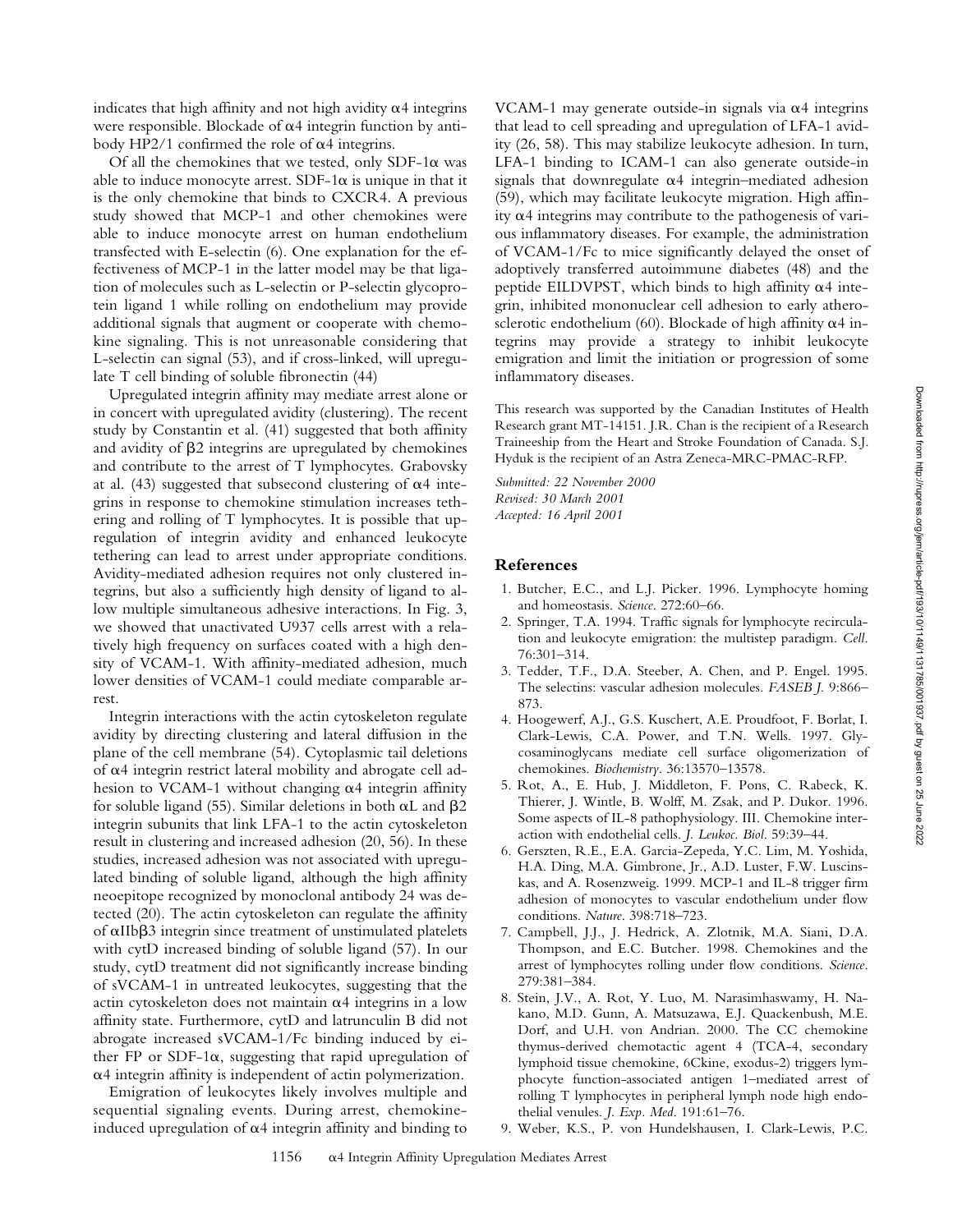indicates that high affinity and not high avidity α4 integrins were responsible. Blockade of α4 integrin function by antibody HP2/1 confirmed the role of α4 integrins.

Of all the chemokines that we tested, only SDF-1α was able to induce monocyte arrest. SDF-1α is unique in that it is the only chemokine that binds to CXCR4. A previous study showed that MCP-1 and other chemokines were able to induce monocyte arrest on human endothelium transfected with E-selectin (6). One explanation for the effectiveness of MCP-1 in the latter model may be that ligation of molecules such as L-selectin or P-selectin glycoprotein ligand 1 while rolling on endothelium may provide additional signals that augment or cooperate with chemokine signaling. This is not unreasonable considering that L-selectin can signal (53), and if cross-linked, will upregulate T cell binding of soluble fibronectin (44)

Upregulated integrin affinity may mediate arrest alone or in concert with upregulated avidity (clustering). The recent study by Constantin et al. (41) suggested that both affinity and avidity of β2 integrins are upregulated by chemokines and contribute to the arrest of T lymphocytes. Grabovsky at al. (43) suggested that subsecond clustering of α4 integrins in response to chemokine stimulation increases tethering and rolling of T lymphocytes. It is possible that upregulation of integrin avidity and enhanced leukocyte tethering can lead to arrest under appropriate conditions. Avidity-mediated adhesion requires not only clustered integrins, but also a sufficiently high density of ligand to allow multiple simultaneous adhesive interactions. In Fig. 3, we showed that unactivated U937 cells arrest with a relatively high frequency on surfaces coated with a high density of VCAM-1. With affinity-mediated adhesion, much lower densities of VCAM-1 could mediate comparable arrest.

Integrin interactions with the actin cytoskeleton regulate avidity by directing clustering and lateral diffusion in the plane of the cell membrane (54). Cytoplasmic tail deletions of α4 integrin restrict lateral mobility and abrogate cell adhesion to VCAM-1 without changing α4 integrin affinity for soluble ligand (55). Similar deletions in both αL and β2 integrin subunits that link LFA-1 to the actin cytoskeleton result in clustering and increased adhesion (20, 56). In these studies, increased adhesion was not associated with upregulated binding of soluble ligand, although the high affinity neoepitope recognized by monoclonal antibody 24 was detected (20). The actin cytoskeleton can regulate the affinity of αIIbβ3 integrin since treatment of unstimulated platelets with cytD increased binding of soluble ligand (57). In our study, cytD treatment did not significantly increase binding of sVCAM-1 in untreated leukocytes, suggesting that the actin cytoskeleton does not maintain α4 integrins in a low affinity state. Furthermore, cytD and latrunculin B did not abrogate increased sVCAM-1/Fc binding induced by either FP or SDF-1α, suggesting that rapid upregulation of α4 integrin affinity is independent of actin polymerization.

Emigration of leukocytes likely involves multiple and sequential signaling events. During arrest, chemokine-induced upregulation of α4 integrin affinity and binding to VCAM-1 may generate outside-in signals via α4 integrins that lead to cell spreading and upregulation of LFA-1 avidity (26, 58). This may stabilize leukocyte adhesion. In turn, LFA-1 binding to ICAM-1 can also generate outside-in signals that downregulate α4 integrin–mediated adhesion (59), which may facilitate leukocyte migration. High affinity α4 integrins may contribute to the pathogenesis of various inflammatory diseases. For example, the administration of VCAM-1/Fc to mice significantly delayed the onset of adoptively transferred autoimmune diabetes (48) and the peptide EILDVPST, which binds to high affinity α4 integrin, inhibited mononuclear cell adhesion to early atherosclerotic endothelium (60). Blockade of high affinity α4 integrins may provide a strategy to inhibit leukocyte emigration and limit the initiation or progression of some inflammatory diseases.

This research was supported by the Canadian Institutes of Health Research grant MT-14151. J.R. Chan is the recipient of a Research Traineeship from the Heart and Stroke Foundation of Canada. S.J. Hyduk is the recipient of an Astra Zeneca-MRC-PMAC-RFP.

*Submitted: 22 November 2000*
*Revised: 30 March 2001*
*Accepted: 16 April 2001*

## References

1. Butcher, E.C., and L.J. Picker. 1996. Lymphocyte homing and homeostasis. *Science*. 272:60–66.
2. Springer, T.A. 1994. Traffic signals for lymphocyte recirculation and leukocyte emigration: the multistep paradigm. *Cell*. 76:301–314.
3. Tedder, T.F., D.A. Steeber, A. Chen, and P. Engel. 1995. The selectins: vascular adhesion molecules. *FASEB J.* 9:866–873.
4. Hoogewerf, A.J., G.S. Kuschert, A.E. Proudfoot, F. Borlat, I. Clark-Lewis, C.A. Power, and T.N. Wells. 1997. Glycosaminoglycans mediate cell surface oligomerization of chemokines. *Biochemistry*. 36:13570–13578.
5. Rot, A., E. Hub, J. Middleton, F. Pons, C. Rabeck, K. Thierer, J. Wintle, B. Wolff, M. Zsak, and P. Dukor. 1996. Some aspects of IL-8 pathophysiology. III. Chemokine interaction with endothelial cells. *J. Leukoc. Biol.* 59:39–44.
6. Gerszten, R.E., E.A. Garcia-Zepeda, Y.C. Lim, M. Yoshida, H.A. Ding, M.A. Gimbrone, Jr., A.D. Luster, F.W. Luscinskas, and A. Rosenzweig. 1999. MCP-1 and IL-8 trigger firm adhesion of monocytes to vascular endothelium under flow conditions. *Nature*. 398:718–723.
7. Campbell, J.J., J. Hedrick, A. Zlotnik, M.A. Siani, D.A. Thompson, and E.C. Butcher. 1998. Chemokines and the arrest of lymphocytes rolling under flow conditions. *Science*. 279:381–384.
8. Stein, J.V., A. Rot, Y. Luo, M. Narasimhaswamy, H. Nakano, M.D. Gunn, A. Matsuzawa, E.J. Quackenbush, M.E. Dorf, and U.H. von Andrian. 2000. The CC chemokine thymus-derived chemotactic agent 4 (TCA-4, secondary lymphoid tissue chemokine, 6Ckine, exodus-2) triggers lymphocyte function-associated antigen 1–mediated arrest of rolling T lymphocytes in peripheral lymph node high endothelial venules. *J. Exp. Med.* 191:61–76.
9. Weber, K.S., P. von Hundelshausen, I. Clark-Lewis, P.C.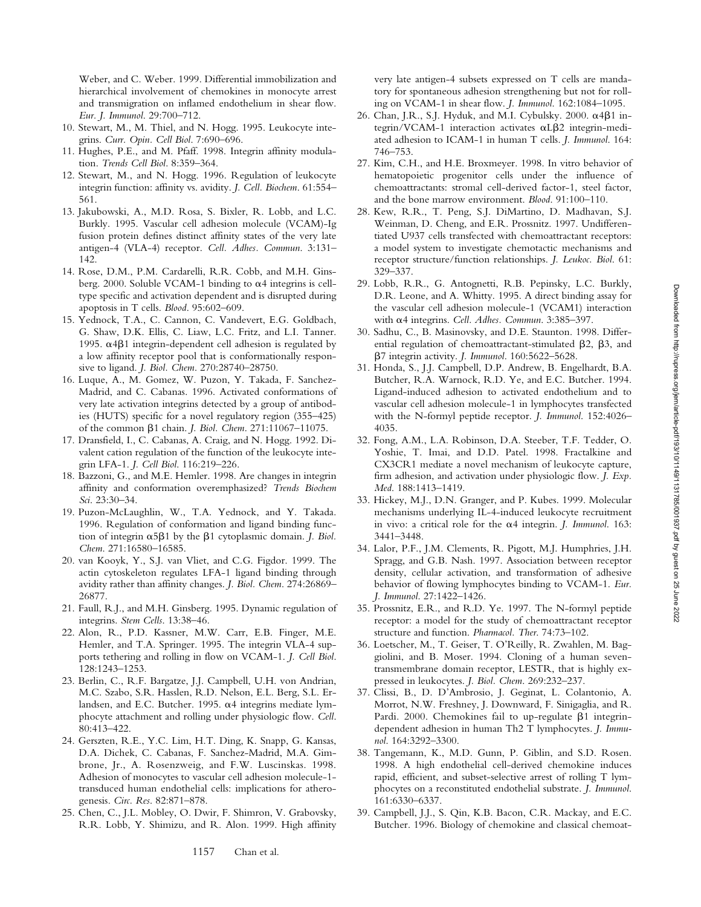Weber, and C. Weber. 1999. Differential immobilization and hierarchical involvement of chemokines in monocyte arrest and transmigration on inflamed endothelium in shear flow. *Eur. J. Immunol.* 29:700–712.

10. Stewart, M., M. Thiel, and N. Hogg. 1995. Leukocyte integrins. *Curr. Opin. Cell Biol.* 7:690–696.
11. Hughes, P.E., and M. Pfaff. 1998. Integrin affinity modulation. *Trends Cell Biol.* 8:359–364.
12. Stewart, M., and N. Hogg. 1996. Regulation of leukocyte integrin function: affinity vs. avidity. *J. Cell. Biochem.* 61:554–561.
13. Jakubowski, A., M.D. Rosa, S. Bixler, R. Lobb, and L.C. Burkly. 1995. Vascular cell adhesion molecule (VCAM)-Ig fusion protein defines distinct affinity states of the very late antigen-4 (VLA-4) receptor. *Cell. Adhes. Commun.* 3:131–142.
14. Rose, D.M., P.M. Cardarelli, R.R. Cobb, and M.H. Ginsberg. 2000. Soluble VCAM-1 binding to α4 integrins is cell-type specific and activation dependent and is disrupted during apoptosis in T cells. *Blood.* 95:602–609.
15. Yednock, T.A., C. Cannon, C. Vandevert, E.G. Goldbach, G. Shaw, D.K. Ellis, C. Liaw, L.C. Fritz, and L.I. Tanner. 1995. α4β1 integrin-dependent cell adhesion is regulated by a low affinity receptor pool that is conformationally responsive to ligand. *J. Biol. Chem.* 270:28740–28750.
16. Luque, A., M. Gomez, W. Puzon, Y. Takada, F. Sanchez-Madrid, and C. Cabanas. 1996. Activated conformations of very late activation integrins detected by a group of antibodies (HUTS) specific for a novel regulatory region (355–425) of the common β1 chain. *J. Biol. Chem.* 271:11067–11075.
17. Dransfield, I., C. Cabanas, A. Craig, and N. Hogg. 1992. Divalent cation regulation of the function of the leukocyte integrin LFA-1. *J. Cell Biol.* 116:219–226.
18. Bazzoni, G., and M.E. Hemler. 1998. Are changes in integrin affinity and conformation overemphasized? *Trends Biochem Sci.* 23:30–34.
19. Puzon-McLaughlin, W., T.A. Yednock, and Y. Takada. 1996. Regulation of conformation and ligand binding function of integrin α5β1 by the β1 cytoplasmic domain. *J. Biol. Chem.* 271:16580–16585.
20. van Kooyk, Y., S.J. van Vliet, and C.G. Figdor. 1999. The actin cytoskeleton regulates LFA-1 ligand binding through avidity rather than affinity changes. *J. Biol. Chem.* 274:26869–26877.
21. Faull, R.J., and M.H. Ginsberg. 1995. Dynamic regulation of integrins. *Stem Cells.* 13:38–46.
22. Alon, R., P.D. Kassner, M.W. Carr, E.B. Finger, M.E. Hemler, and T.A. Springer. 1995. The integrin VLA-4 supports tethering and rolling in flow on VCAM-1. *J. Cell Biol.* 128:1243–1253.
23. Berlin, C., R.F. Bargatze, J.J. Campbell, U.H. von Andrian, M.C. Szabo, S.R. Hasslen, R.D. Nelson, E.L. Berg, S.L. Erlandsen, and E.C. Butcher. 1995. α4 integrins mediate lymphocyte attachment and rolling under physiologic flow. *Cell.* 80:413–422.
24. Gerszten, R.E., Y.C. Lim, H.T. Ding, K. Snapp, G. Kansas, D.A. Dichek, C. Cabanas, F. Sanchez-Madrid, M.A. Gimbrone, Jr., A. Rosenzweig, and F.W. Luscinskas. 1998. Adhesion of monocytes to vascular cell adhesion molecule-1-transduced human endothelial cells: implications for atherogenesis. *Circ. Res.* 82:871–878.
25. Chen, C., J.L. Mobley, O. Dwir, F. Shimron, V. Grabovsky, R.R. Lobb, Y. Shimizu, and R. Alon. 1999. High affinity very late antigen-4 subsets expressed on T cells are mandatory for spontaneous adhesion strengthening but not for rolling on VCAM-1 in shear flow. *J. Immunol.* 162:1084–1095.
26. Chan, J.R., S.J. Hyduk, and M.I. Cybulsky. 2000. α4β1 integrin/VCAM-1 interaction activates αLβ2 integrin-mediated adhesion to ICAM-1 in human T cells. *J. Immunol.* 164:746–753.
27. Kim, C.H., and H.E. Broxmeyer. 1998. In vitro behavior of hematopoietic progenitor cells under the influence of chemoattractants: stromal cell-derived factor-1, steel factor, and the bone marrow environment. *Blood.* 91:100–110.
28. Kew, R.R., T. Peng, S.J. DiMartino, D. Madhavan, S.J. Weinman, D. Cheng, and E.R. Prossnitz. 1997. Undifferentiated U937 cells transfected with chemoattractant receptors: a model system to investigate chemotactic mechanisms and receptor structure/function relationships. *J. Leukoc. Biol.* 61:329–337.
29. Lobb, R.R., G. Antognetti, R.B. Pepinsky, L.C. Burkly, D.R. Leone, and A. Whitty. 1995. A direct binding assay for the vascular cell adhesion molecule-1 (VCAM1) interaction with α4 integrins. *Cell. Adhes. Commun.* 3:385–397.
30. Sadhu, C., B. Masinovsky, and D.E. Staunton. 1998. Differential regulation of chemoattractant-stimulated β2, β3, and β7 integrin activity. *J. Immunol.* 160:5622–5628.
31. Honda, S., J.J. Campbell, D.P. Andrew, B. Engelhardt, B.A. Butcher, R.A. Warnock, R.D. Ye, and E.C. Butcher. 1994. Ligand-induced adhesion to activated endothelium and to vascular cell adhesion molecule-1 in lymphocytes transfected with the N-formyl peptide receptor. *J. Immunol.* 152:4026–4035.
32. Fong, A.M., L.A. Robinson, D.A. Steeber, T.F. Tedder, O. Yoshie, T. Imai, and D.D. Patel. 1998. Fractalkine and CX3CR1 mediate a novel mechanism of leukocyte capture, firm adhesion, and activation under physiologic flow. *J. Exp. Med.* 188:1413–1419.
33. Hickey, M.J., D.N. Granger, and P. Kubes. 1999. Molecular mechanisms underlying IL-4-induced leukocyte recruitment in vivo: a critical role for the α4 integrin. *J. Immunol.* 163:3441–3448.
34. Lalor, P.F., J.M. Clements, R. Pigott, M.J. Humphries, J.H. Spragg, and G.B. Nash. 1997. Association between receptor density, cellular activation, and transformation of adhesive behavior of flowing lymphocytes binding to VCAM-1. *Eur. J. Immunol.* 27:1422–1426.
35. Prossnitz, E.R., and R.D. Ye. 1997. The N-formyl peptide receptor: a model for the study of chemoattractant receptor structure and function. *Pharmacol. Ther.* 74:73–102.
36. Loetscher, M., T. Geiser, T. O'Reilly, R. Zwahlen, M. Baggiolini, and B. Moser. 1994. Cloning of a human seven-transmembrane domain receptor, LESTR, that is highly expressed in leukocytes. *J. Biol. Chem.* 269:232–237.
37. Clissi, B., D. D'Ambrosio, J. Geginat, L. Colantonio, A. Morrot, N.W. Freshney, J. Downward, F. Sinigaglia, and R. Pardi. 2000. Chemokines fail to up-regulate β1 integrin-dependent adhesion in human Th2 T lymphocytes. *J. Immunol.* 164:3292–3300.
38. Tangemann, K., M.D. Gunn, P. Giblin, and S.D. Rosen. 1998. A high endothelial cell-derived chemokine induces rapid, efficient, and subset-selective arrest of rolling T lymphocytes on a reconstituted endothelial substrate. *J. Immunol.* 161:6330–6337.
39. Campbell, J.J., S. Qin, K.B. Bacon, C.R. Mackay, and E.C. Butcher. 1996. Biology of chemokine and classical chemoat-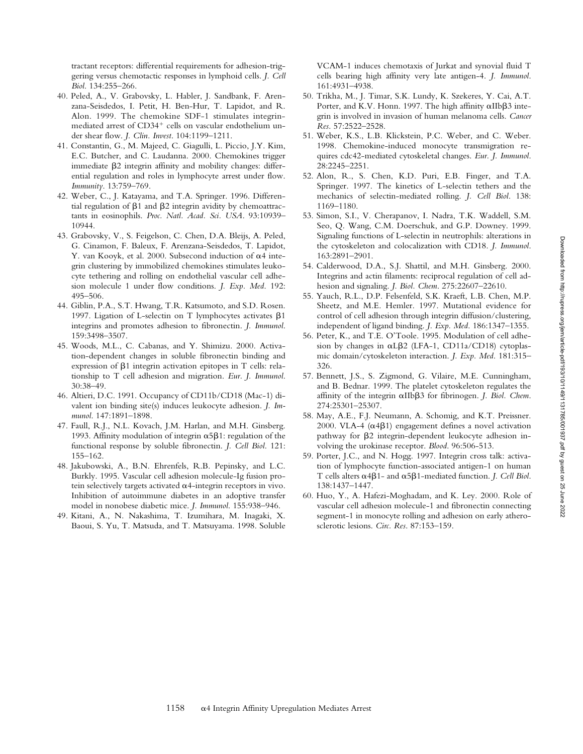tractant receptors: differential requirements for adhesion-triggering versus chemotactic responses in lymphoid cells. *J. Cell Biol.* 134:255–266.

40. Peled, A., V. Grabovsky, L. Habler, J. Sandbank, F. Arenzana-Seisdedos, I. Petit, H. Ben-Hur, T. Lapidot, and R. Alon. 1999. The chemokine SDF-1 stimulates integrin-mediated arrest of CD34$^+$ cells on vascular endothelium under shear flow. *J. Clin. Invest.* 104:1199–1211.
41. Constantin, G., M. Majeed, C. Giagulli, L. Piccio, J.Y. Kim, E.C. Butcher, and C. Laudanna. 2000. Chemokines trigger immediate β2 integrin affinity and mobility changes: differential regulation and roles in lymphocyte arrest under flow. *Immunity.* 13:759–769.
42. Weber, C., J. Katayama, and T.A. Springer. 1996. Differential regulation of β1 and β2 integrin avidity by chemoattractants in eosinophils. *Proc. Natl. Acad. Sci. USA.* 93:10939–10944.
43. Grabovsky, V., S. Feigelson, C. Chen, D.A. Bleijs, A. Peled, G. Cinamon, F. Baleux, F. Arenzana-Seisdedos, T. Lapidot, Y. van Kooyk, et al. 2000. Subsecond induction of α4 integrin clustering by immobilized chemokines stimulates leukocyte tethering and rolling on endothelial vascular cell adhesion molecule 1 under flow conditions. *J. Exp. Med.* 192: 495–506.
44. Giblin, P.A., S.T. Hwang, T.R. Katsumoto, and S.D. Rosen. 1997. Ligation of L-selectin on T lymphocytes activates β1 integrins and promotes adhesion to fibronectin. *J. Immunol.* 159:3498–3507.
45. Woods, M.L., C. Cabanas, and Y. Shimizu. 2000. Activation-dependent changes in soluble fibronectin binding and expression of β1 integrin activation epitopes in T cells: relationship to T cell adhesion and migration. *Eur. J. Immunol.* 30:38–49.
46. Altieri, D.C. 1991. Occupancy of CD11b/CD18 (Mac-1) divalent ion binding site(s) induces leukocyte adhesion. *J. Immunol.* 147:1891–1898.
47. Faull, R.J., N.L. Kovach, J.M. Harlan, and M.H. Ginsberg. 1993. Affinity modulation of integrin α5β1: regulation of the functional response by soluble fibronectin. *J. Cell Biol.* 121: 155–162.
48. Jakubowski, A., B.N. Ehrenfels, R.B. Pepinsky, and L.C. Burkly. 1995. Vascular cell adhesion molecule-Ig fusion protein selectively targets activated α4-integrin receptors in vivo. Inhibition of autoimmune diabetes in an adoptive transfer model in nonobese diabetic mice. *J. Immunol.* 155:938–946.
49. Kitani, A., N. Nakashima, T. Izumihara, M. Inagaki, X. Baoui, S. Yu, T. Matsuda, and T. Matsuyama. 1998. Soluble VCAM-1 induces chemotaxis of Jurkat and synovial fluid T cells bearing high affinity very late antigen-4. *J. Immunol.* 161:4931–4938.
50. Trikha, M., J. Timar, S.K. Lundy, K. Szekeres, Y. Cai, A.T. Porter, and K.V. Honn. 1997. The high affinity αIIbβ3 integrin is involved in invasion of human melanoma cells. *Cancer Res.* 57:2522–2528.
51. Weber, K.S., L.B. Klickstein, P.C. Weber, and C. Weber. 1998. Chemokine-induced monocyte transmigration requires cdc42-mediated cytoskeletal changes. *Eur. J. Immunol.* 28:2245–2251.
52. Alon, R., S. Chen, K.D. Puri, E.B. Finger, and T.A. Springer. 1997. The kinetics of L-selectin tethers and the mechanics of selectin-mediated rolling. *J. Cell Biol.* 138: 1169–1180.
53. Simon, S.I., V. Cherapanov, I. Nadra, T.K. Waddell, S.M. Seo, Q. Wang, C.M. Doerschuk, and G.P. Downey. 1999. Signaling functions of L-selectin in neutrophils: alterations in the cytoskeleton and colocalization with CD18. *J. Immunol.* 163:2891–2901.
54. Calderwood, D.A., S.J. Shattil, and M.H. Ginsberg. 2000. Integrins and actin filaments: reciprocal regulation of cell adhesion and signaling. *J. Biol. Chem.* 275:22607–22610.
55. Yauch, R.L., D.P. Felsenfeld, S.K. Kraeft, L.B. Chen, M.P. Sheetz, and M.E. Hemler. 1997. Mutational evidence for control of cell adhesion through integrin diffusion/clustering, independent of ligand binding. *J. Exp. Med.* 186:1347–1355.
56. Peter, K., and T.E. O'Toole. 1995. Modulation of cell adhesion by changes in αLβ2 (LFA-1, CD11a/CD18) cytoplasmic domain/cytoskeleton interaction. *J. Exp. Med.* 181:315–326.
57. Bennett, J.S., S. Zigmond, G. Vilaire, M.E. Cunningham, and B. Bednar. 1999. The platelet cytoskeleton regulates the affinity of the integrin αIIbβ3 for fibrinogen. *J. Biol. Chem.* 274:25301–25307.
58. May, A.E., F.J. Neumann, A. Schomig, and K.T. Preissner. 2000. VLA-4 (α4β1) engagement defines a novel activation pathway for β2 integrin-dependent leukocyte adhesion involving the urokinase receptor. *Blood.* 96:506–513.
59. Porter, J.C., and N. Hogg. 1997. Integrin cross talk: activation of lymphocyte function-associated antigen-1 on human T cells alters α4β1- and α5β1-mediated function. *J. Cell Biol.* 138:1437–1447.
60. Huo, Y., A. Hafezi-Moghadam, and K. Ley. 2000. Role of vascular cell adhesion molecule-1 and fibronectin connecting segment-1 in monocyte rolling and adhesion on early atherosclerotic lesions. *Circ. Res.* 87:153–159.